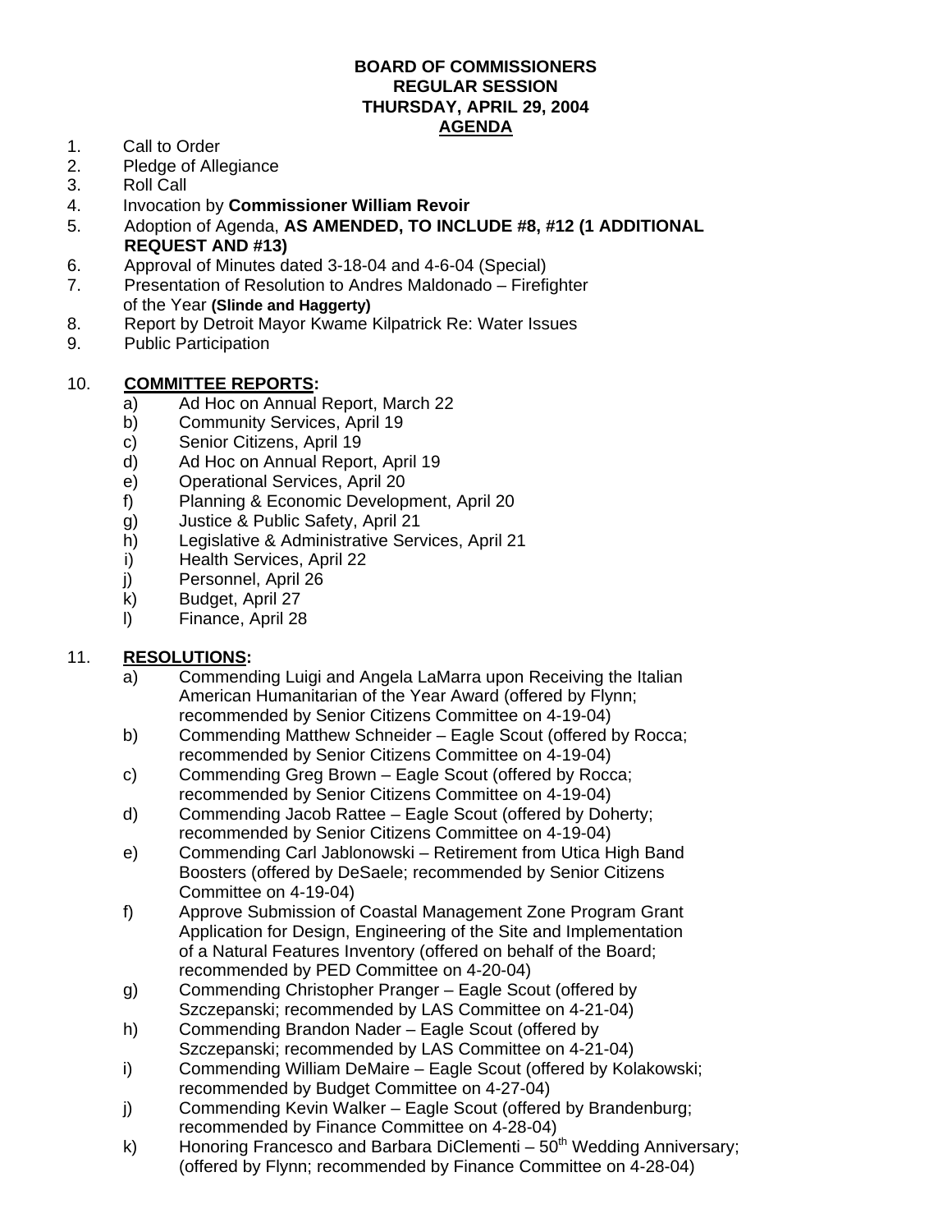**BOARD OF COMMISSIONERS**
**REGULAR SESSION**
**THURSDAY, APRIL 29, 2004**
**AGENDA**

1. Call to Order
2. Pledge of Allegiance
3. Roll Call
4. Invocation by **Commissioner William Revoir**
5. Adoption of Agenda, **AS AMENDED, TO INCLUDE #8, #12 (1 ADDITIONAL REQUEST AND #13)**
6. Approval of Minutes dated 3-18-04 and 4-6-04 (Special)
7. Presentation of Resolution to Andres Maldonado – Firefighter of the Year **(Slinde and Haggerty)**
8. Report by Detroit Mayor Kwame Kilpatrick Re: Water Issues
9. Public Participation

10. **COMMITTEE REPORTS:**
    - a) Ad Hoc on Annual Report, March 22
    - b) Community Services, April 19
    - c) Senior Citizens, April 19
    - d) Ad Hoc on Annual Report, April 19
    - e) Operational Services, April 20
    - f) Planning & Economic Development, April 20
    - g) Justice & Public Safety, April 21
    - h) Legislative & Administrative Services, April 21
    - i) Health Services, April 22
    - j) Personnel, April 26
    - k) Budget, April 27
    - l) Finance, April 28

11. **RESOLUTIONS:**
    - a) Commending Luigi and Angela LaMarra upon Receiving the Italian American Humanitarian of the Year Award (offered by Flynn; recommended by Senior Citizens Committee on 4-19-04)
    - b) Commending Matthew Schneider – Eagle Scout (offered by Rocca; recommended by Senior Citizens Committee on 4-19-04)
    - c) Commending Greg Brown – Eagle Scout (offered by Rocca; recommended by Senior Citizens Committee on 4-19-04)
    - d) Commending Jacob Rattee – Eagle Scout (offered by Doherty; recommended by Senior Citizens Committee on 4-19-04)
    - e) Commending Carl Jablonowski – Retirement from Utica High Band Boosters (offered by DeSaele; recommended by Senior Citizens Committee on 4-19-04)
    - f) Approve Submission of Coastal Management Zone Program Grant Application for Design, Engineering of the Site and Implementation of a Natural Features Inventory (offered on behalf of the Board; recommended by PED Committee on 4-20-04)
    - g) Commending Christopher Pranger – Eagle Scout (offered by Szczepanski; recommended by LAS Committee on 4-21-04)
    - h) Commending Brandon Nader – Eagle Scout (offered by Szczepanski; recommended by LAS Committee on 4-21-04)
    - i) Commending William DeMaire – Eagle Scout (offered by Kolakowski; recommended by Budget Committee on 4-27-04)
    - j) Commending Kevin Walker – Eagle Scout (offered by Brandenburg; recommended by Finance Committee on 4-28-04)
    - k) Honoring Francesco and Barbara DiClementi – 50th Wedding Anniversary; (offered by Flynn; recommended by Finance Committee on 4-28-04)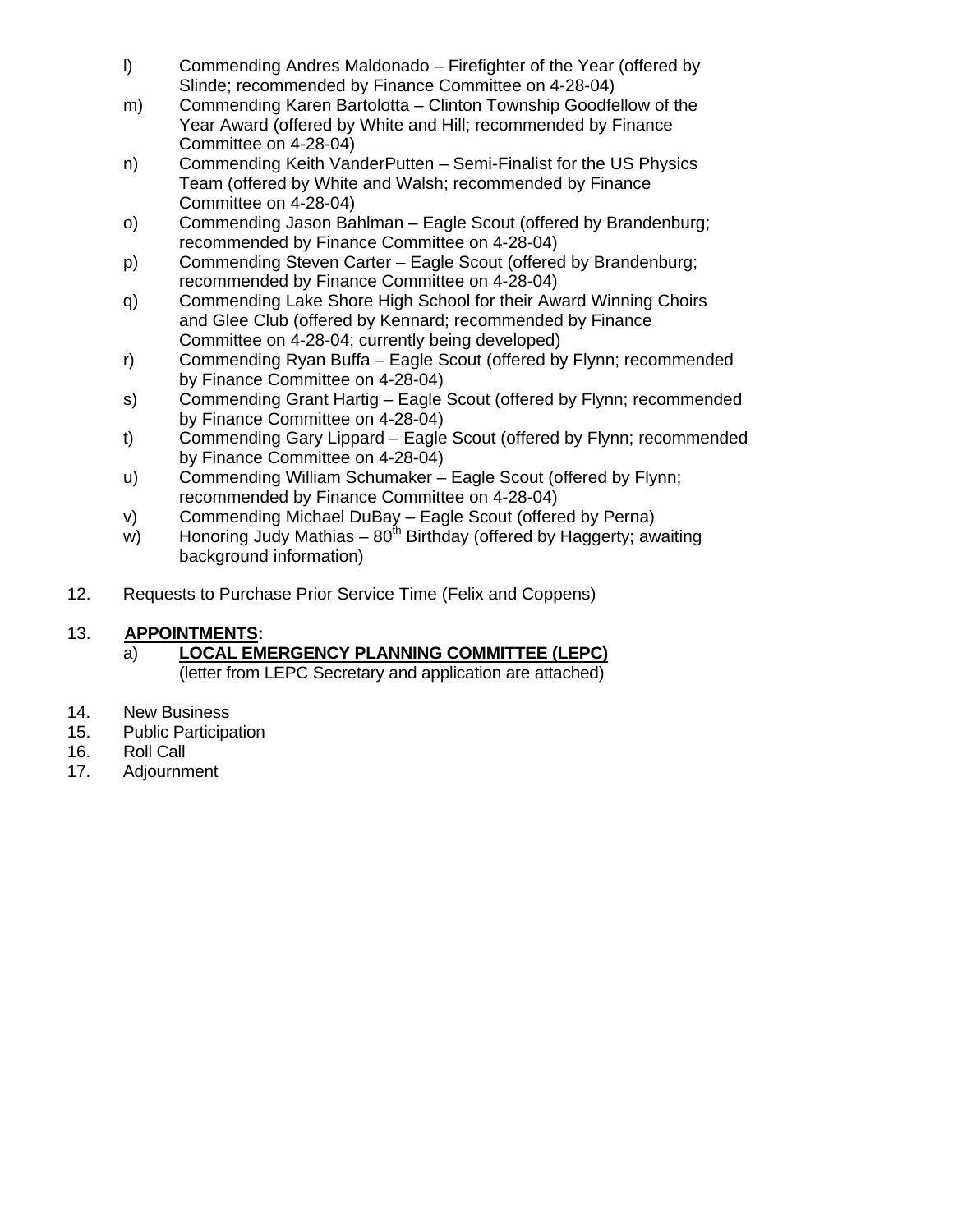l) Commending Andres Maldonado – Firefighter of the Year (offered by Slinde; recommended by Finance Committee on 4-28-04)

m) Commending Karen Bartolotta – Clinton Township Goodfellow of the Year Award (offered by White and Hill; recommended by Finance Committee on 4-28-04)

n) Commending Keith VanderPutten – Semi-Finalist for the US Physics Team (offered by White and Walsh; recommended by Finance Committee on 4-28-04)

o) Commending Jason Bahlman – Eagle Scout (offered by Brandenburg; recommended by Finance Committee on 4-28-04)

p) Commending Steven Carter – Eagle Scout (offered by Brandenburg; recommended by Finance Committee on 4-28-04)

q) Commending Lake Shore High School for their Award Winning Choirs and Glee Club (offered by Kennard; recommended by Finance Committee on 4-28-04; currently being developed)

r) Commending Ryan Buffa – Eagle Scout (offered by Flynn; recommended by Finance Committee on 4-28-04)

s) Commending Grant Hartig – Eagle Scout (offered by Flynn; recommended by Finance Committee on 4-28-04)

t) Commending Gary Lippard – Eagle Scout (offered by Flynn; recommended by Finance Committee on 4-28-04)

u) Commending William Schumaker – Eagle Scout (offered by Flynn; recommended by Finance Committee on 4-28-04)

v) Commending Michael DuBay – Eagle Scout (offered by Perna)

w) Honoring Judy Mathias – 80th Birthday (offered by Haggerty; awaiting background information)

12. Requests to Purchase Prior Service Time (Felix and Coppens)

13. **APPOINTMENTS:**

a) **LOCAL EMERGENCY PLANNING COMMITTEE (LEPC)**
(letter from LEPC Secretary and application are attached)

14. New Business
15. Public Participation
16. Roll Call
17. Adjournment